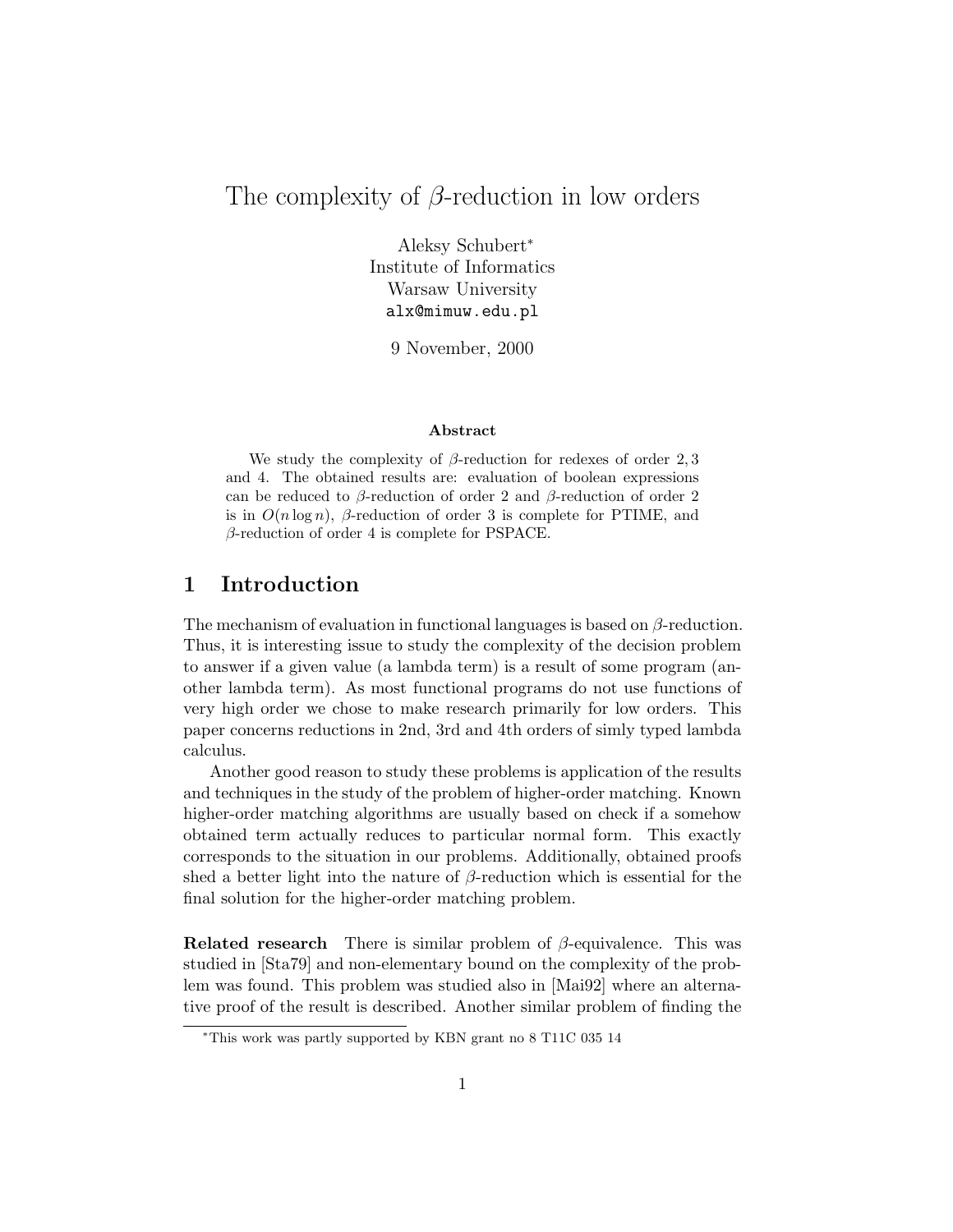# The complexity of $\beta$-reduction in low orders

Aleksy Schubert[*]
Institute of Informatics
Warsaw University
alx@mimuw.edu.pl

9 November, 2000

**Abstract**

We study the complexity of $\beta$-reduction for redexes of order $2, 3$ and 4. The obtained results are: evaluation of boolean expressions can be reduced to $\beta$-reduction of order 2 and $\beta$-reduction of order 2 is in $O(n \log n)$, $\beta$-reduction of order 3 is complete for PTIME, and $\beta$-reduction of order 4 is complete for PSPACE.

## 1 Introduction

The mechanism of evaluation in functional languages is based on $\beta$-reduction. Thus, it is interesting issue to study the complexity of the decision problem to answer if a given value (a lambda term) is a result of some program (another lambda term). As most functional programs do not use functions of very high order we chose to make research primarily for low orders. This paper concerns reductions in 2nd, 3rd and 4th orders of simly typed lambda calculus.

Another good reason to study these problems is application of the results and techniques in the study of the problem of higher-order matching. Known higher-order matching algorithms are usually based on check if a somehow obtained term actually reduces to particular normal form. This exactly corresponds to the situation in our problems. Additionally, obtained proofs shed a better light into the nature of $\beta$-reduction which is essential for the final solution for the higher-order matching problem.

**Related research** There is similar problem of $\beta$-equivalence. This was studied in [Sta79] and non-elementary bound on the complexity of the problem was found. This problem was studied also in [Mai92] where an alternative proof of the result is described. Another similar problem of finding the

[*]This work was partly supported by KBN grant no 8 T11C 035 14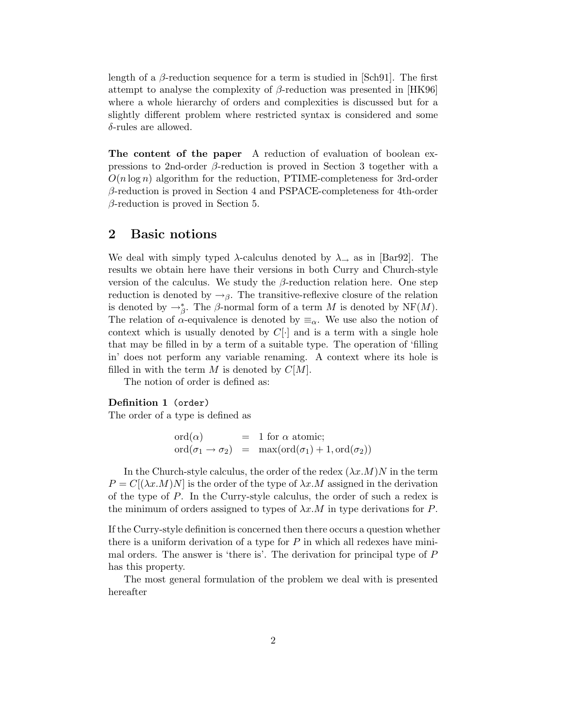length of a $\beta$-reduction sequence for a term is studied in [Sch91]. The first attempt to analyse the complexity of $\beta$-reduction was presented in [HK96] where a whole hierarchy of orders and complexities is discussed but for a slightly different problem where restricted syntax is considered and some $\delta$-rules are allowed.

**The content of the paper** A reduction of evaluation of boolean expressions to 2nd-order $\beta$-reduction is proved in Section 3 together with a $O(n \log n)$ algorithm for the reduction, PTIME-completeness for 3rd-order $\beta$-reduction is proved in Section 4 and PSPACE-completeness for 4th-order $\beta$-reduction is proved in Section 5.

## 2 Basic notions

We deal with simply typed $\lambda$-calculus denoted by $\lambda_\rightarrow$ as in [Bar92]. The results we obtain here have their versions in both Curry and Church-style version of the calculus. We study the $\beta$-reduction relation here. One step reduction is denoted by $\rightarrow_\beta$. The transitive-reflexive closure of the relation is denoted by $\rightarrow_\beta^*$. The $\beta$-normal form of a term $M$ is denoted by $\mathrm{NF}(M)$. The relation of $\alpha$-equivalence is denoted by $\equiv_\alpha$. We use also the notion of context which is usually denoted by $C[\cdot]$ and is a term with a single hole that may be filled in by a term of a suitable type. The operation of 'filling in' does not perform any variable renaming. A context where its hole is filled in with the term $M$ is denoted by $C[M]$.

The notion of order is defined as:

**Definition 1** (order)
The order of a type is defined as

$$
\begin{array}{lcl}
\mathrm{ord}(\alpha) & = & 1 \text{ for } \alpha \text{ atomic;} \\
\mathrm{ord}(\sigma_1 \rightarrow \sigma_2) & = & \max(\mathrm{ord}(\sigma_1) + 1, \mathrm{ord}(\sigma_2))
\end{array}
$$

In the Church-style calculus, the order of the redex $(\lambda x.M)N$ in the term $P = C[(\lambda x.M)N]$ is the order of the type of $\lambda x.M$ assigned in the derivation of the type of $P$. In the Curry-style calculus, the order of such a redex is the minimum of orders assigned to types of $\lambda x.M$ in type derivations for $P$.

If the Curry-style definition is concerned then there occurs a question whether there is a uniform derivation of a type for $P$ in which all redexes have minimal orders. The answer is 'there is'. The derivation for principal type of $P$ has this property.

The most general formulation of the problem we deal with is presented hereafter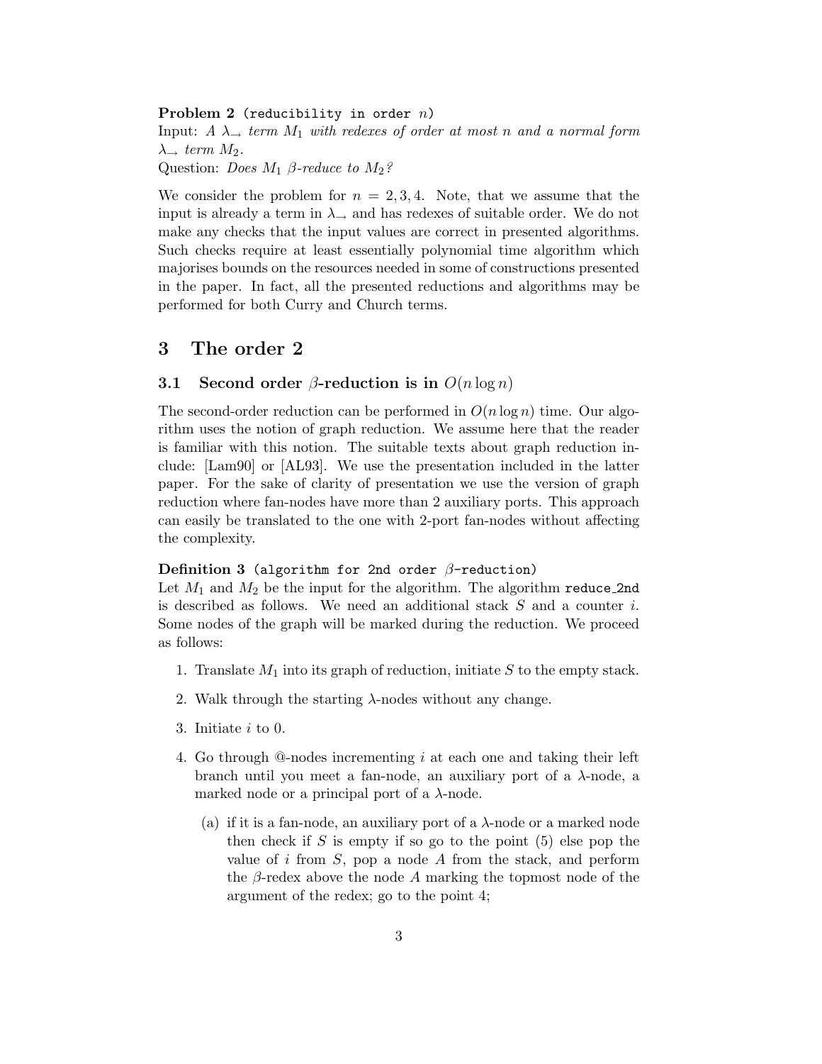**Problem 2** (reducibility in order $n$)
Input: *A $\lambda_\to$ term $M_1$ with redexes of order at most $n$ and a normal form $\lambda_\to$ term $M_2$.*
Question: *Does $M_1$ $\beta$-reduce to $M_2$?*

We consider the problem for $n = 2, 3, 4$. Note, that we assume that the input is already a term in $\lambda_\to$ and has redexes of suitable order. We do not make any checks that the input values are correct in presented algorithms. Such checks require at least essentially polynomial time algorithm which majorises bounds on the resources needed in some of constructions presented in the paper. In fact, all the presented reductions and algorithms may be performed for both Curry and Church terms.

# 3 The order 2

## 3.1 Second order $\beta$-reduction is in $O(n \log n)$

The second-order reduction can be performed in $O(n \log n)$ time. Our algorithm uses the notion of graph reduction. We assume here that the reader is familiar with this notion. The suitable texts about graph reduction include: [Lam90] or [AL93]. We use the presentation included in the latter paper. For the sake of clarity of presentation we use the version of graph reduction where fan-nodes have more than 2 auxiliary ports. This approach can easily be translated to the one with 2-port fan-nodes without affecting the complexity.

**Definition 3** (algorithm for 2nd order $\beta$-reduction)
Let $M_1$ and $M_2$ be the input for the algorithm. The algorithm `reduce_2nd` is described as follows. We need an additional stack $S$ and a counter $i$. Some nodes of the graph will be marked during the reduction. We proceed as follows:

1. Translate $M_1$ into its graph of reduction, initiate $S$ to the empty stack.
2. Walk through the starting $\lambda$-nodes without any change.
3. Initiate $i$ to 0.
4. Go through @-nodes incrementing $i$ at each one and taking their left branch until you meet a fan-node, an auxiliary port of a $\lambda$-node, a marked node or a principal port of a $\lambda$-node.
   (a) if it is a fan-node, an auxiliary port of a $\lambda$-node or a marked node then check if $S$ is empty if so go to the point (5) else pop the value of $i$ from $S$, pop a node $A$ from the stack, and perform the $\beta$-redex above the node $A$ marking the topmost node of the argument of the redex; go to the point 4;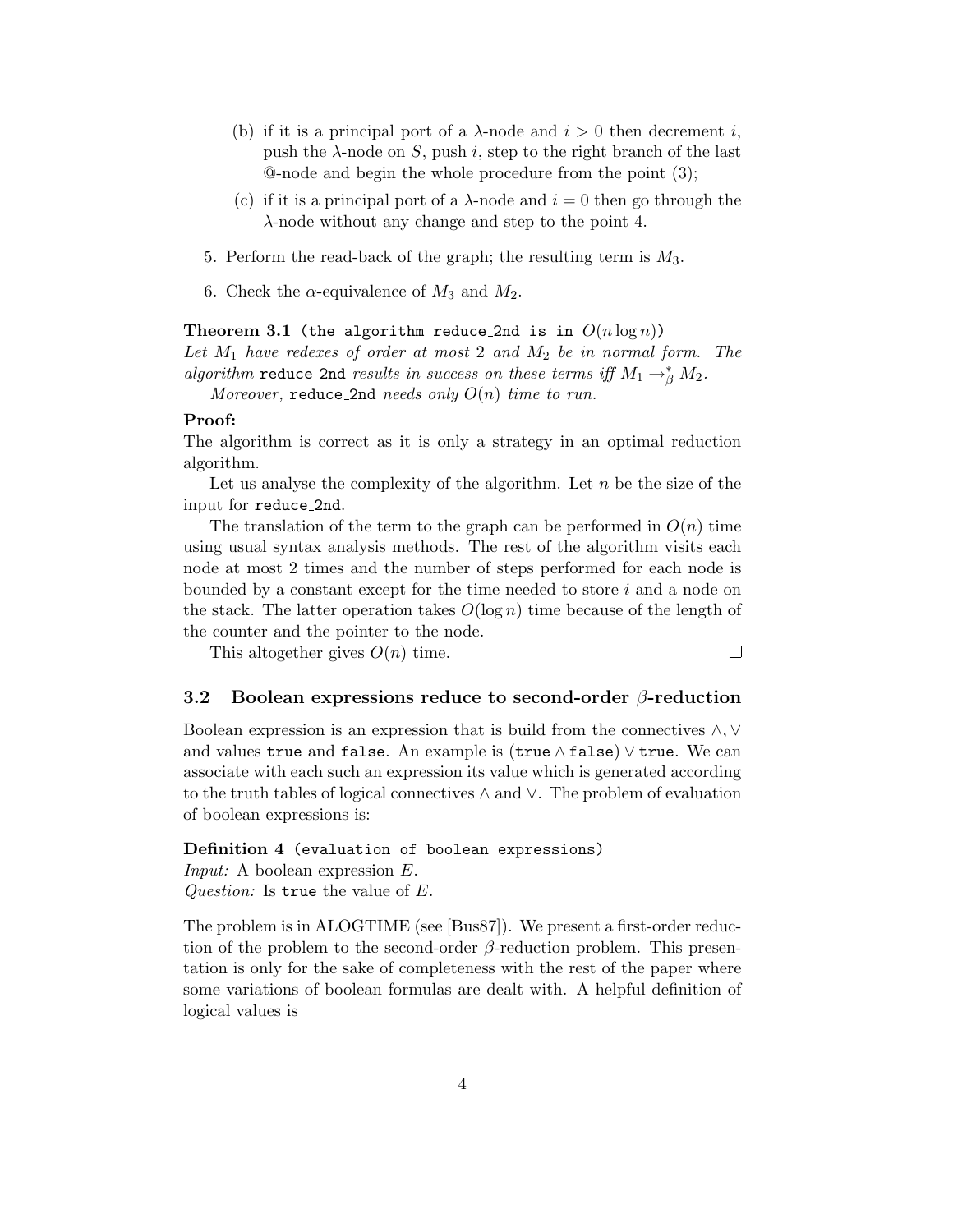(b) if it is a principal port of a $\lambda$-node and $i > 0$ then decrement $i$, push the $\lambda$-node on $S$, push $i$, step to the right branch of the last @-node and begin the whole procedure from the point (3);

(c) if it is a principal port of a $\lambda$-node and $i = 0$ then go through the $\lambda$-node without any change and step to the point 4.

5. Perform the read-back of the graph; the resulting term is $M_3$.

6. Check the $\alpha$-equivalence of $M_3$ and $M_2$.

**Theorem 3.1** (the algorithm `reduce_2nd` is in $O(n \log n)$)
*Let $M_1$ have redexes of order at most 2 and $M_2$ be in normal form. The algorithm* `reduce_2nd` *results in success on these terms iff $M_1 \rightarrow_\beta^* M_2$.*

*Moreover,* `reduce_2nd` *needs only $O(n)$ time to run.*

**Proof:**
The algorithm is correct as it is only a strategy in an optimal reduction algorithm.

Let us analyse the complexity of the algorithm. Let $n$ be the size of the input for `reduce_2nd`.

The translation of the term to the graph can be performed in $O(n)$ time using usual syntax analysis methods. The rest of the algorithm visits each node at most 2 times and the number of steps performed for each node is bounded by a constant except for the time needed to store $i$ and a node on the stack. The latter operation takes $O(\log n)$ time because of the length of the counter and the pointer to the node.

This altogether gives $O(n)$ time. □

## 3.2 Boolean expressions reduce to second-order $\beta$-reduction

Boolean expression is an expression that is build from the connectives $\wedge, \vee$ and values `true` and `false`. An example is $(\texttt{true} \wedge \texttt{false}) \vee \texttt{true}$. We can associate with each such an expression its value which is generated according to the truth tables of logical connectives $\wedge$ and $\vee$. The problem of evaluation of boolean expressions is:

**Definition 4** (evaluation of boolean expressions)
*Input:* A boolean expression $E$.
*Question:* Is `true` the value of $E$.

The problem is in ALOGTIME (see [Bus87]). We present a first-order reduction of the problem to the second-order $\beta$-reduction problem. This presentation is only for the sake of completeness with the rest of the paper where some variations of boolean formulas are dealt with. A helpful definition of logical values is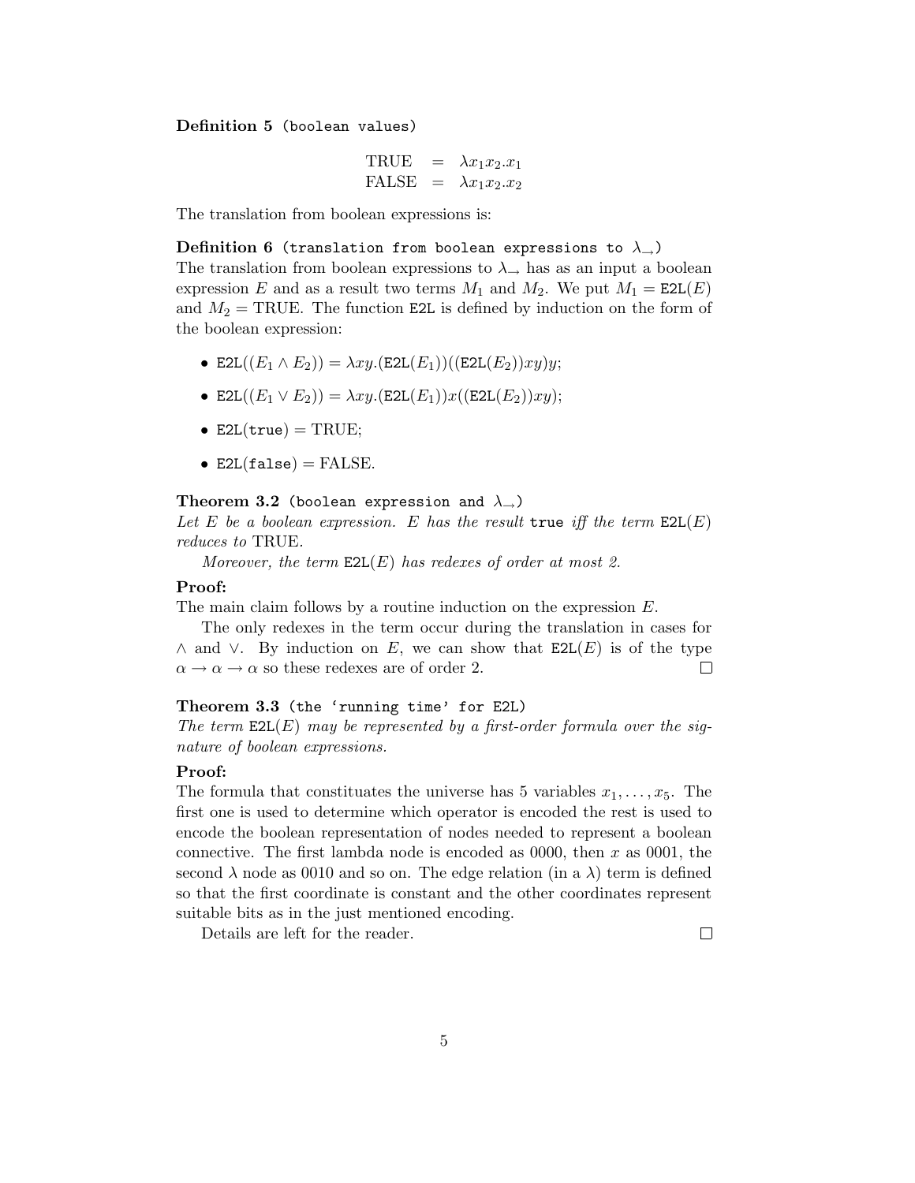**Definition 5** `(boolean values)`

$$\begin{array}{rcl} \text{TRUE} & = & \lambda x_1 x_2.x_1 \\ \text{FALSE} & = & \lambda x_1 x_2.x_2 \end{array}$$

The translation from boolean expressions is:

**Definition 6** `(translation from boolean expressions to` $\lambda_{\rightarrow}$`)`
The translation from boolean expressions to $\lambda_{\rightarrow}$ has as an input a boolean expression $E$ and as a result two terms $M_1$ and $M_2$. We put $M_1 = \texttt{E2L}(E)$ and $M_2 = \text{TRUE}$. The function `E2L` is defined by induction on the form of the boolean expression:

- $\texttt{E2L}((E_1 \wedge E_2)) = \lambda xy.(\texttt{E2L}(E_1))((\texttt{E2L}(E_2))xy)y$;
- $\texttt{E2L}((E_1 \vee E_2)) = \lambda xy.(\texttt{E2L}(E_1))x((\texttt{E2L}(E_2))xy)$;
- $\texttt{E2L}(\texttt{true}) = \text{TRUE}$;
- $\texttt{E2L}(\texttt{false}) = \text{FALSE}$.

**Theorem 3.2** `(boolean expression and` $\lambda_{\rightarrow}$`)`
*Let $E$ be a boolean expression. $E$ has the result* `true` *iff the term $\texttt{E2L}(E)$ reduces to* TRUE.

*Moreover, the term $\texttt{E2L}(E)$ has redexes of order at most 2.*

**Proof:**
The main claim follows by a routine induction on the expression $E$.

The only redexes in the term occur during the translation in cases for $\wedge$ and $\vee$. By induction on $E$, we can show that $\texttt{E2L}(E)$ is of the type $\alpha \rightarrow \alpha \rightarrow \alpha$ so these redexes are of order 2. □

**Theorem 3.3** `(the 'running time' for E2L)`
*The term $\texttt{E2L}(E)$ may be represented by a first-order formula over the signature of boolean expressions.*

**Proof:**
The formula that constituates the universe has 5 variables $x_1, \ldots, x_5$. The first one is used to determine which operator is encoded the rest is used to encode the boolean representation of nodes needed to represent a boolean connective. The first lambda node is encoded as 0000, then $x$ as 0001, the second $\lambda$ node as 0010 and so on. The edge relation (in a $\lambda$) term is defined so that the first coordinate is constant and the other coordinates represent suitable bits as in the just mentioned encoding.

Details are left for the reader. □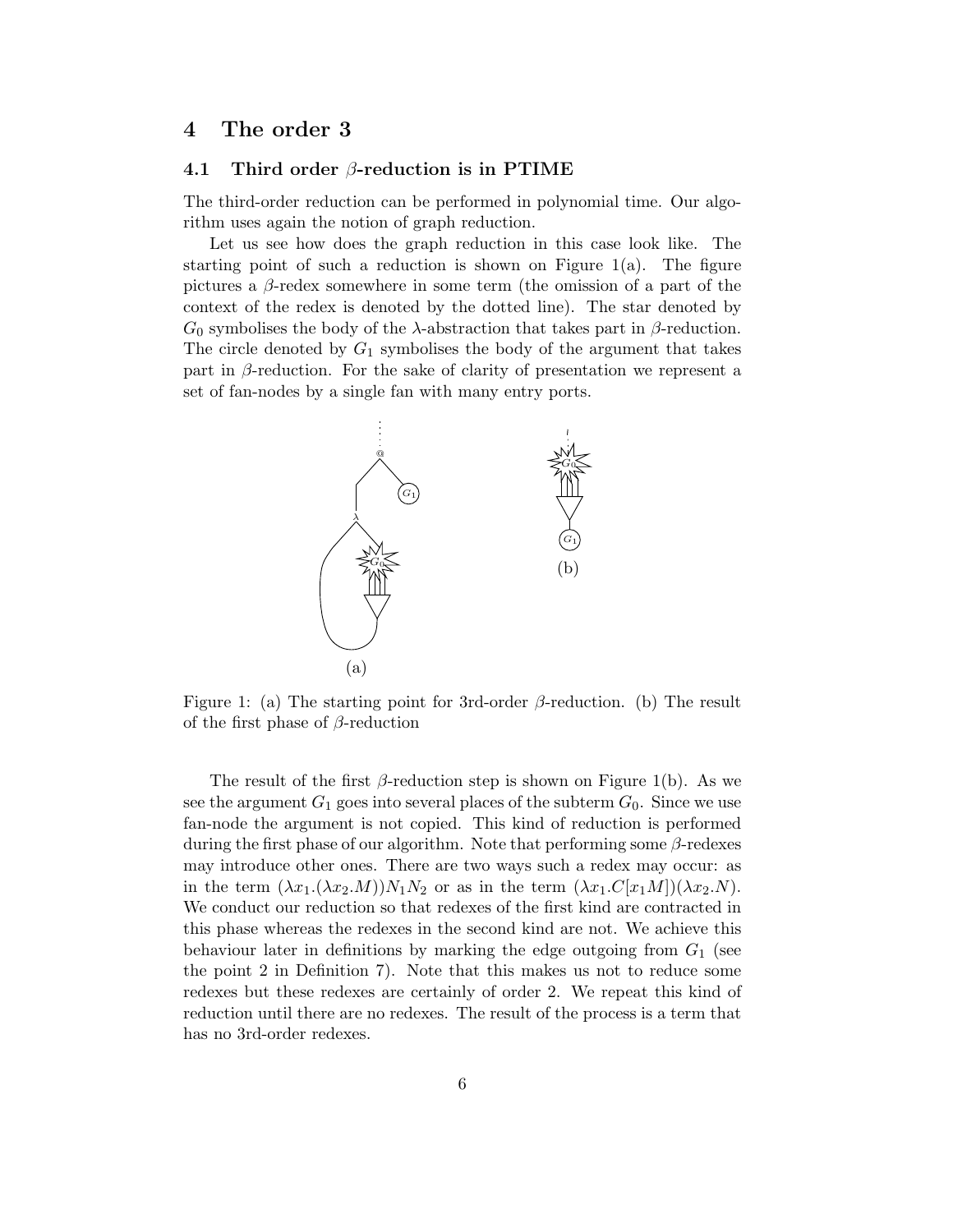# 4 The order 3

## 4.1 Third order $\beta$-reduction is in PTIME

The third-order reduction can be performed in polynomial time. Our algorithm uses again the notion of graph reduction.

Let us see how does the graph reduction in this case look like. The starting point of such a reduction is shown on Figure 1(a). The figure pictures a $\beta$-redex somewhere in some term (the omission of a part of the context of the redex is denoted by the dotted line). The star denoted by $G_0$ symbolises the body of the $\lambda$-abstraction that takes part in $\beta$-reduction. The circle denoted by $G_1$ symbolises the body of the argument that takes part in $\beta$-reduction. For the sake of clarity of presentation we represent a set of fan-nodes by a single fan with many entry ports.

Figure 1: (a) The starting point for 3rd-order $\beta$-reduction. (b) The result of the first phase of $\beta$-reduction

The result of the first $\beta$-reduction step is shown on Figure 1(b). As we see the argument $G_1$ goes into several places of the subterm $G_0$. Since we use fan-node the argument is not copied. This kind of reduction is performed during the first phase of our algorithm. Note that performing some $\beta$-redexes may introduce other ones. There are two ways such a redex may occur: as in the term $(\lambda x_1.(\lambda x_2.M))N_1N_2$ or as in the term $(\lambda x_1.C[x_1M])(\lambda x_2.N)$. We conduct our reduction so that redexes of the first kind are contracted in this phase whereas the redexes in the second kind are not. We achieve this behaviour later in definitions by marking the edge outgoing from $G_1$ (see the point 2 in Definition 7). Note that this makes us not to reduce some redexes but these redexes are certainly of order 2. We repeat this kind of reduction until there are no redexes. The result of the process is a term that has no 3rd-order redexes.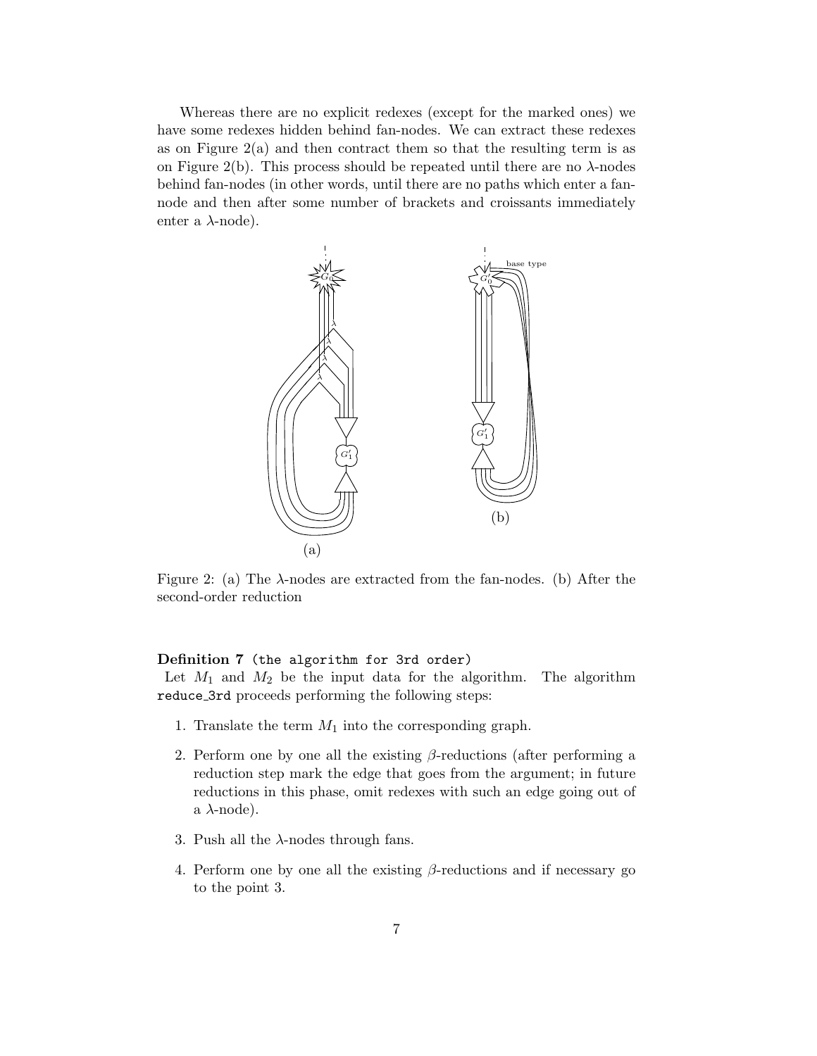Whereas there are no explicit redexes (except for the marked ones) we have some redexes hidden behind fan-nodes. We can extract these redexes as on Figure 2(a) and then contract them so that the resulting term is as on Figure 2(b). This process should be repeated until there are no $\lambda$-nodes behind fan-nodes (in other words, until there are no paths which enter a fan-node and then after some number of brackets and croissants immediately enter a $\lambda$-node).

Figure 2: (a) The $\lambda$-nodes are extracted from the fan-nodes. (b) After the second-order reduction

**Definition 7** (`the algorithm for 3rd order`)
Let $M_1$ and $M_2$ be the input data for the algorithm. The algorithm `reduce_3rd` proceeds performing the following steps:

1. Translate the term $M_1$ into the corresponding graph.
2. Perform one by one all the existing $\beta$-reductions (after performing a reduction step mark the edge that goes from the argument; in future reductions in this phase, omit redexes with such an edge going out of a $\lambda$-node).
3. Push all the $\lambda$-nodes through fans.
4. Perform one by one all the existing $\beta$-reductions and if necessary go to the point 3.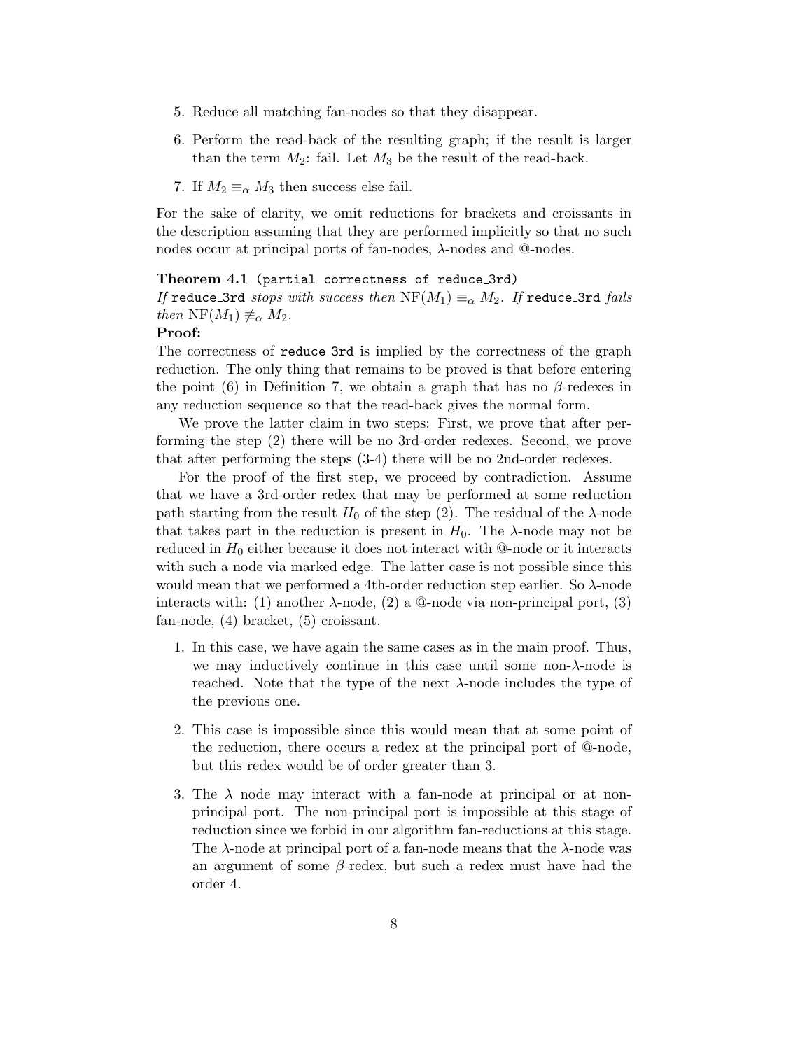5. Reduce all matching fan-nodes so that they disappear.
6. Perform the read-back of the resulting graph; if the result is larger than the term $M_2$: fail. Let $M_3$ be the result of the read-back.
7. If $M_2 \equiv_\alpha M_3$ then success else fail.

For the sake of clarity, we omit reductions for brackets and croissants in the description assuming that they are performed implicitly so that no such nodes occur at principal ports of fan-nodes, $\lambda$-nodes and @-nodes.

**Theorem 4.1** (`partial correctness of reduce_3rd`)
*If* `reduce_3rd` *stops with success then* $\mathrm{NF}(M_1) \equiv_\alpha M_2$*. If* `reduce_3rd` *fails then* $\mathrm{NF}(M_1) \not\equiv_\alpha M_2$*.*

**Proof:**
The correctness of `reduce_3rd` is implied by the correctness of the graph reduction. The only thing that remains to be proved is that before entering the point (6) in Definition 7, we obtain a graph that has no $\beta$-redexes in any reduction sequence so that the read-back gives the normal form.

We prove the latter claim in two steps: First, we prove that after performing the step (2) there will be no 3rd-order redexes. Second, we prove that after performing the steps (3-4) there will be no 2nd-order redexes.

For the proof of the first step, we proceed by contradiction. Assume that we have a 3rd-order redex that may be performed at some reduction path starting from the result $H_0$ of the step (2). The residual of the $\lambda$-node that takes part in the reduction is present in $H_0$. The $\lambda$-node may not be reduced in $H_0$ either because it does not interact with @-node or it interacts with such a node via marked edge. The latter case is not possible since this would mean that we performed a 4th-order reduction step earlier. So $\lambda$-node interacts with: (1) another $\lambda$-node, (2) a @-node via non-principal port, (3) fan-node, (4) bracket, (5) croissant.

1. In this case, we have again the same cases as in the main proof. Thus, we may inductively continue in this case until some non-$\lambda$-node is reached. Note that the type of the next $\lambda$-node includes the type of the previous one.
2. This case is impossible since this would mean that at some point of the reduction, there occurs a redex at the principal port of @-node, but this redex would be of order greater than 3.
3. The $\lambda$ node may interact with a fan-node at principal or at non-principal port. The non-principal port is impossible at this stage of reduction since we forbid in our algorithm fan-reductions at this stage. The $\lambda$-node at principal port of a fan-node means that the $\lambda$-node was an argument of some $\beta$-redex, but such a redex must have had the order 4.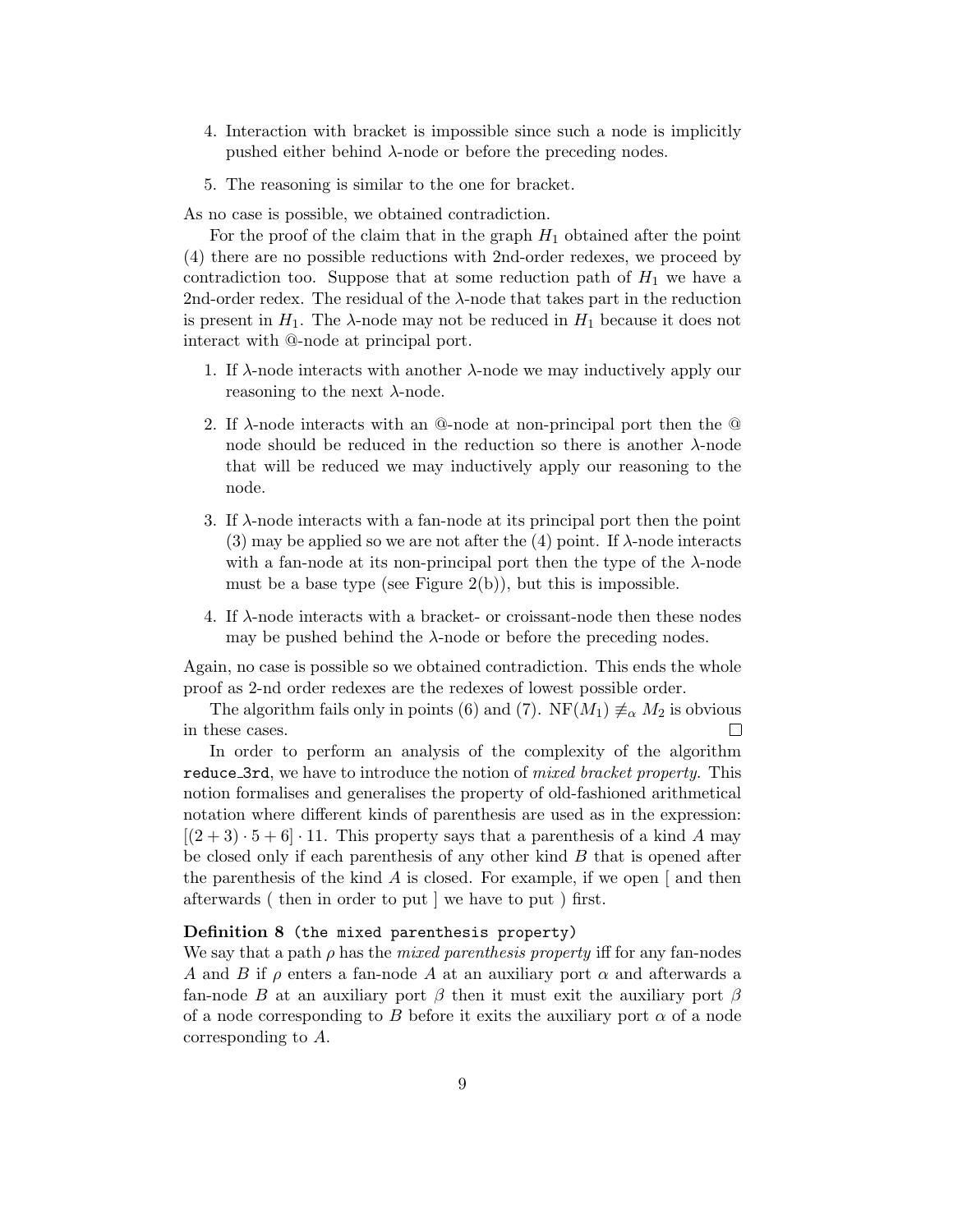4. Interaction with bracket is impossible since such a node is implicitly pushed either behind λ-node or before the preceding nodes.

5. The reasoning is similar to the one for bracket.

As no case is possible, we obtained contradiction.

For the proof of the claim that in the graph $H_1$ obtained after the point (4) there are no possible reductions with 2nd-order redexes, we proceed by contradiction too. Suppose that at some reduction path of $H_1$ we have a 2nd-order redex. The residual of the λ-node that takes part in the reduction is present in $H_1$. The λ-node may not be reduced in $H_1$ because it does not interact with @-node at principal port.

1. If λ-node interacts with another λ-node we may inductively apply our reasoning to the next λ-node.

2. If λ-node interacts with an @-node at non-principal port then the @ node should be reduced in the reduction so there is another λ-node that will be reduced we may inductively apply our reasoning to the node.

3. If λ-node interacts with a fan-node at its principal port then the point (3) may be applied so we are not after the (4) point. If λ-node interacts with a fan-node at its non-principal port then the type of the λ-node must be a base type (see Figure 2(b)), but this is impossible.

4. If λ-node interacts with a bracket- or croissant-node then these nodes may be pushed behind the λ-node or before the preceding nodes.

Again, no case is possible so we obtained contradiction. This ends the whole proof as 2-nd order redexes are the redexes of lowest possible order.

The algorithm fails only in points (6) and (7). $\mathrm{NF}(M_1) \not\equiv_\alpha M_2$ is obvious in these cases. □

In order to perform an analysis of the complexity of the algorithm reduce_3rd, we have to introduce the notion of *mixed bracket property*. This notion formalises and generalises the property of old-fashioned arithmetical notation where different kinds of parenthesis are used as in the expression: $[(2 + 3) \cdot 5 + 6] \cdot 11$. This property says that a parenthesis of a kind $A$ may be closed only if each parenthesis of any other kind $B$ that is opened after the parenthesis of the kind $A$ is closed. For example, if we open [ and then afterwards ( then in order to put ] we have to put ) first.

**Definition 8** (the mixed parenthesis property)
We say that a path $\rho$ has the *mixed parenthesis property* iff for any fan-nodes $A$ and $B$ if $\rho$ enters a fan-node $A$ at an auxiliary port $\alpha$ and afterwards a fan-node $B$ at an auxiliary port $\beta$ then it must exit the auxiliary port $\beta$ of a node corresponding to $B$ before it exits the auxiliary port $\alpha$ of a node corresponding to $A$.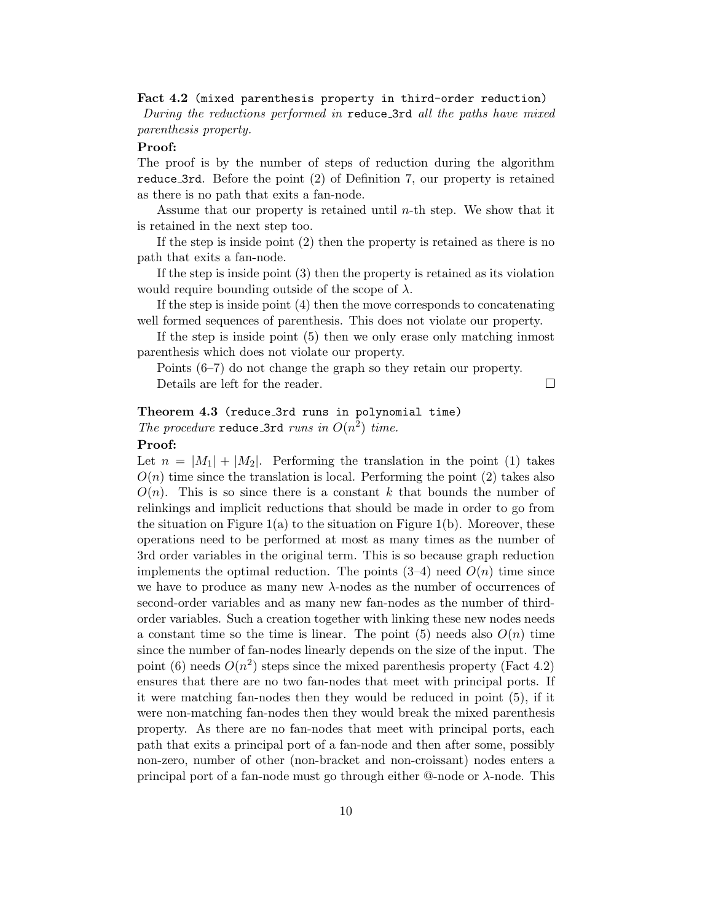**Fact 4.2** `(mixed parenthesis property in third-order reduction)`
*During the reductions performed in* `reduce_3rd` *all the paths have mixed parenthesis property.*

**Proof:**
The proof is by the number of steps of reduction during the algorithm `reduce_3rd`. Before the point (2) of Definition 7, our property is retained as there is no path that exits a fan-node.

Assume that our property is retained until $n$-th step. We show that it is retained in the next step too.

If the step is inside point (2) then the property is retained as there is no path that exits a fan-node.

If the step is inside point (3) then the property is retained as its violation would require bounding outside of the scope of $\lambda$.

If the step is inside point (4) then the move corresponds to concatenating well formed sequences of parenthesis. This does not violate our property.

If the step is inside point (5) then we only erase only matching inmost parenthesis which does not violate our property.

Points (6–7) do not change the graph so they retain our property.

Details are left for the reader. □

**Theorem 4.3** `(reduce_3rd runs in polynomial time)`
*The procedure* `reduce_3rd` *runs in* $O(n^2)$ *time.*

**Proof:**
Let $n = |M_1| + |M_2|$. Performing the translation in the point (1) takes $O(n)$ time since the translation is local. Performing the point (2) takes also $O(n)$. This is so since there is a constant $k$ that bounds the number of relinkings and implicit reductions that should be made in order to go from the situation on Figure 1(a) to the situation on Figure 1(b). Moreover, these operations need to be performed at most as many times as the number of 3rd order variables in the original term. This is so because graph reduction implements the optimal reduction. The points (3–4) need $O(n)$ time since we have to produce as many new $\lambda$-nodes as the number of occurrences of second-order variables and as many new fan-nodes as the number of third-order variables. Such a creation together with linking these new nodes needs a constant time so the time is linear. The point (5) needs also $O(n)$ time since the number of fan-nodes linearly depends on the size of the input. The point (6) needs $O(n^2)$ steps since the mixed parenthesis property (Fact 4.2) ensures that there are no two fan-nodes that meet with principal ports. If it were matching fan-nodes then they would be reduced in point (5), if it were non-matching fan-nodes then they would break the mixed parenthesis property. As there are no fan-nodes that meet with principal ports, each path that exits a principal port of a fan-node and then after some, possibly non-zero, number of other (non-bracket and non-croissant) nodes enters a principal port of a fan-node must go through either @-node or $\lambda$-node. This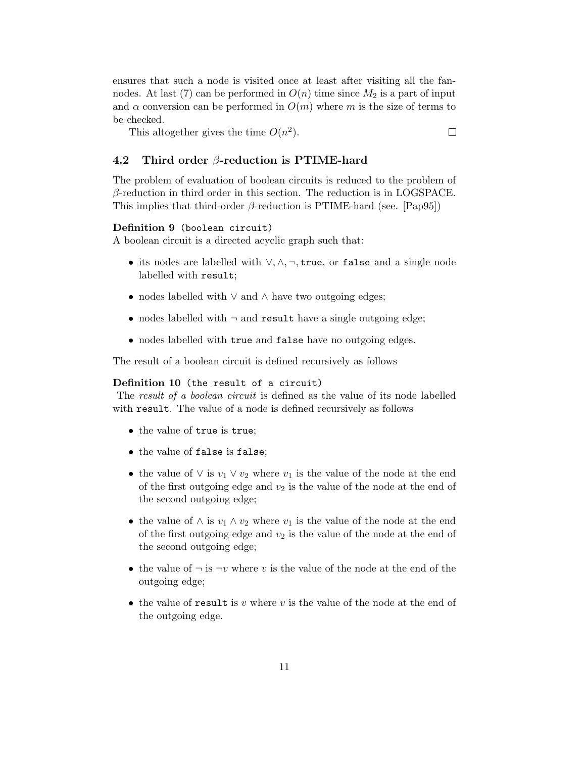ensures that such a node is visited once at least after visiting all the fan-nodes. At last (7) can be performed in $O(n)$ time since $M_2$ is a part of input and $\alpha$ conversion can be performed in $O(m)$ where $m$ is the size of terms to be checked.

This altogether gives the time $O(n^2)$. □

### 4.2 Third order $\beta$-reduction is PTIME-hard

The problem of evaluation of boolean circuits is reduced to the problem of $\beta$-reduction in third order in this section. The reduction is in LOGSPACE. This implies that third-order $\beta$-reduction is PTIME-hard (see. [Pap95])

**Definition 9** (boolean circuit)
A boolean circuit is a directed acyclic graph such that:

- its nodes are labelled with $\vee, \wedge, \neg$, `true`, or `false` and a single node labelled with `result`;
- nodes labelled with $\vee$ and $\wedge$ have two outgoing edges;
- nodes labelled with $\neg$ and `result` have a single outgoing edge;
- nodes labelled with `true` and `false` have no outgoing edges.

The result of a boolean circuit is defined recursively as follows

**Definition 10** (the result of a circuit)
The *result of a boolean circuit* is defined as the value of its node labelled with `result`. The value of a node is defined recursively as follows

- the value of `true` is `true`;
- the value of `false` is `false`;
- the value of $\vee$ is $v_1 \vee v_2$ where $v_1$ is the value of the node at the end of the first outgoing edge and $v_2$ is the value of the node at the end of the second outgoing edge;
- the value of $\wedge$ is $v_1 \wedge v_2$ where $v_1$ is the value of the node at the end of the first outgoing edge and $v_2$ is the value of the node at the end of the second outgoing edge;
- the value of $\neg$ is $\neg v$ where $v$ is the value of the node at the end of the outgoing edge;
- the value of `result` is $v$ where $v$ is the value of the node at the end of the outgoing edge.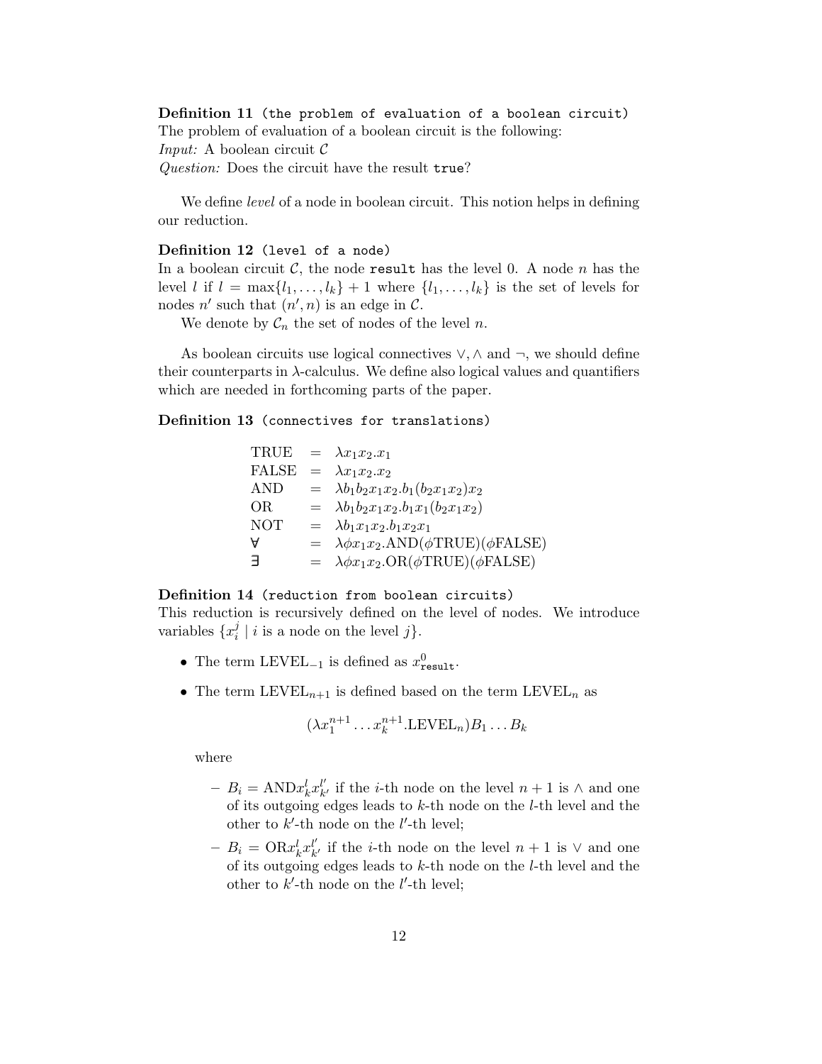**Definition 11** `(the problem of evaluation of a boolean circuit)`
The problem of evaluation of a boolean circuit is the following:
*Input:* A boolean circuit $\mathcal{C}$
*Question:* Does the circuit have the result `true`?

We define *level* of a node in boolean circuit. This notion helps in defining our reduction.

**Definition 12** `(level of a node)`
In a boolean circuit $\mathcal{C}$, the node `result` has the level 0. A node $n$ has the level $l$ if $l = \max\{l_1, \ldots, l_k\} + 1$ where $\{l_1, \ldots, l_k\}$ is the set of levels for nodes $n'$ such that $(n', n)$ is an edge in $\mathcal{C}$.

We denote by $\mathcal{C}_n$ the set of nodes of the level $n$.

As boolean circuits use logical connectives $\vee, \wedge$ and $\neg$, we should define their counterparts in $\lambda$-calculus. We define also logical values and quantifiers which are needed in forthcoming parts of the paper.

**Definition 13** `(connectives for translations)`

$$
\begin{array}{lcl}
\mathrm{TRUE} & = & \lambda x_1 x_2 . x_1 \\
\mathrm{FALSE} & = & \lambda x_1 x_2 . x_2 \\
\mathrm{AND} & = & \lambda b_1 b_2 x_1 x_2 . b_1 (b_2 x_1 x_2) x_2 \\
\mathrm{OR} & = & \lambda b_1 b_2 x_1 x_2 . b_1 x_1 (b_2 x_1 x_2) \\
\mathrm{NOT} & = & \lambda b_1 x_1 x_2 . b_1 x_2 x_1 \\
\forall & = & \lambda \phi x_1 x_2 . \mathrm{AND}(\phi \mathrm{TRUE})(\phi \mathrm{FALSE}) \\
\exists & = & \lambda \phi x_1 x_2 . \mathrm{OR}(\phi \mathrm{TRUE})(\phi \mathrm{FALSE})
\end{array}
$$

**Definition 14** `(reduction from boolean circuits)`
This reduction is recursively defined on the level of nodes. We introduce variables $\{x_i^j \mid i \text{ is a node on the level } j\}$.

- The term $\mathrm{LEVEL}_{-1}$ is defined as $x^0_{\texttt{result}}$.
- The term $\mathrm{LEVEL}_{n+1}$ is defined based on the term $\mathrm{LEVEL}_n$ as

$$
(\lambda x_1^{n+1} \ldots x_k^{n+1} . \mathrm{LEVEL}_n) B_1 \ldots B_k
$$

  where

  - $B_i = \mathrm{AND} x_k^l x_{k'}^{l'}$ if the $i$-th node on the level $n+1$ is $\wedge$ and one of its outgoing edges leads to $k$-th node on the $l$-th level and the other to $k'$-th node on the $l'$-th level;
  - $B_i = \mathrm{OR} x_k^l x_{k'}^{l'}$ if the $i$-th node on the level $n+1$ is $\vee$ and one of its outgoing edges leads to $k$-th node on the $l$-th level and the other to $k'$-th node on the $l'$-th level;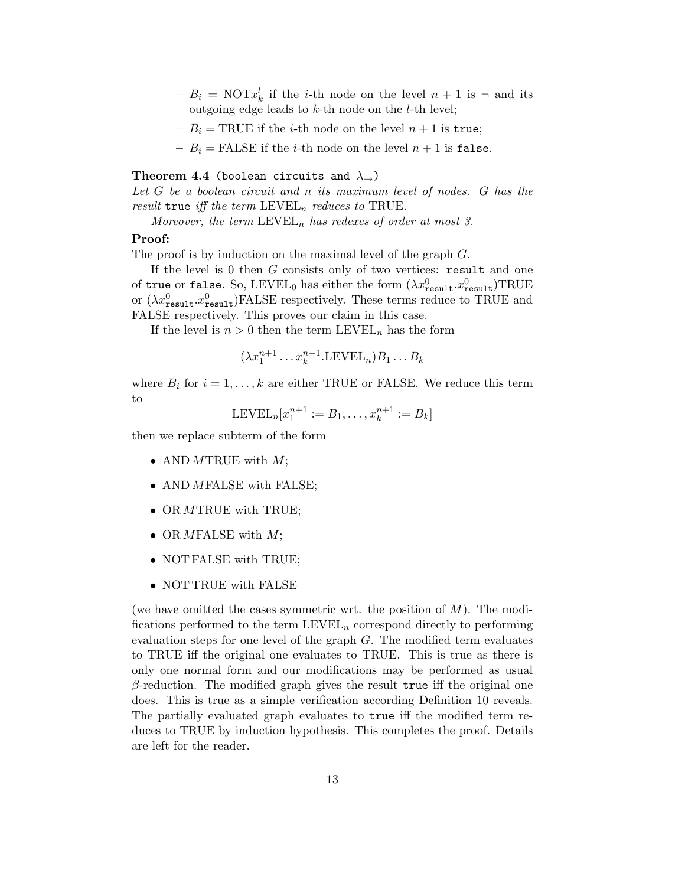- $B_i = \mathrm{NOT} x^l_k$ if the $i$-th node on the level $n+1$ is $\neg$ and its outgoing edge leads to $k$-th node on the $l$-th level;
- $B_i = \mathrm{TRUE}$ if the $i$-th node on the level $n+1$ is `true`;
- $B_i = \mathrm{FALSE}$ if the $i$-th node on the level $n+1$ is `false`.

**Theorem 4.4** (boolean circuits and $\lambda_{\rightarrow}$)
*Let $G$ be a boolean circuit and $n$ its maximum level of nodes. $G$ has the result* `true` *iff the term $\mathrm{LEVEL}_n$ reduces to TRUE.*

*Moreover, the term $\mathrm{LEVEL}_n$ has redexes of order at most 3.*

**Proof:**
The proof is by induction on the maximal level of the graph $G$.

If the level is 0 then $G$ consists only of two vertices: `result` and one of `true` or `false`. So, $\mathrm{LEVEL}_0$ has either the form $(\lambda x^0_{\texttt{result}}.x^0_{\texttt{result}})\mathrm{TRUE}$ or $(\lambda x^0_{\texttt{result}}.x^0_{\texttt{result}})\mathrm{FALSE}$ respectively. These terms reduce to TRUE and FALSE respectively. This proves our claim in this case.

If the level is $n > 0$ then the term $\mathrm{LEVEL}_n$ has the form

$$(\lambda x^{n+1}_1 \ldots x^{n+1}_k.\mathrm{LEVEL}_n)B_1 \ldots B_k$$

where $B_i$ for $i = 1, \ldots, k$ are either TRUE or FALSE. We reduce this term to

$$\mathrm{LEVEL}_n[x^{n+1}_1 := B_1, \ldots, x^{n+1}_k := B_k]$$

then we replace subterm of the form

- $\mathrm{AND}\, M \mathrm{TRUE}$ with $M$;
- $\mathrm{AND}\, M \mathrm{FALSE}$ with FALSE;
- $\mathrm{OR}\, M \mathrm{TRUE}$ with TRUE;
- $\mathrm{OR}\, M \mathrm{FALSE}$ with $M$;
- NOT FALSE with TRUE;
- NOT TRUE with FALSE

(we have omitted the cases symmetric wrt. the position of $M$). The modifications performed to the term $\mathrm{LEVEL}_n$ correspond directly to performing evaluation steps for one level of the graph $G$. The modified term evaluates to TRUE iff the original one evaluates to TRUE. This is true as there is only one normal form and our modifications may be performed as usual $\beta$-reduction. The modified graph gives the result `true` iff the original one does. This is true as a simple verification according Definition 10 reveals. The partially evaluated graph evaluates to `true` iff the modified term reduces to TRUE by induction hypothesis. This completes the proof. Details are left for the reader.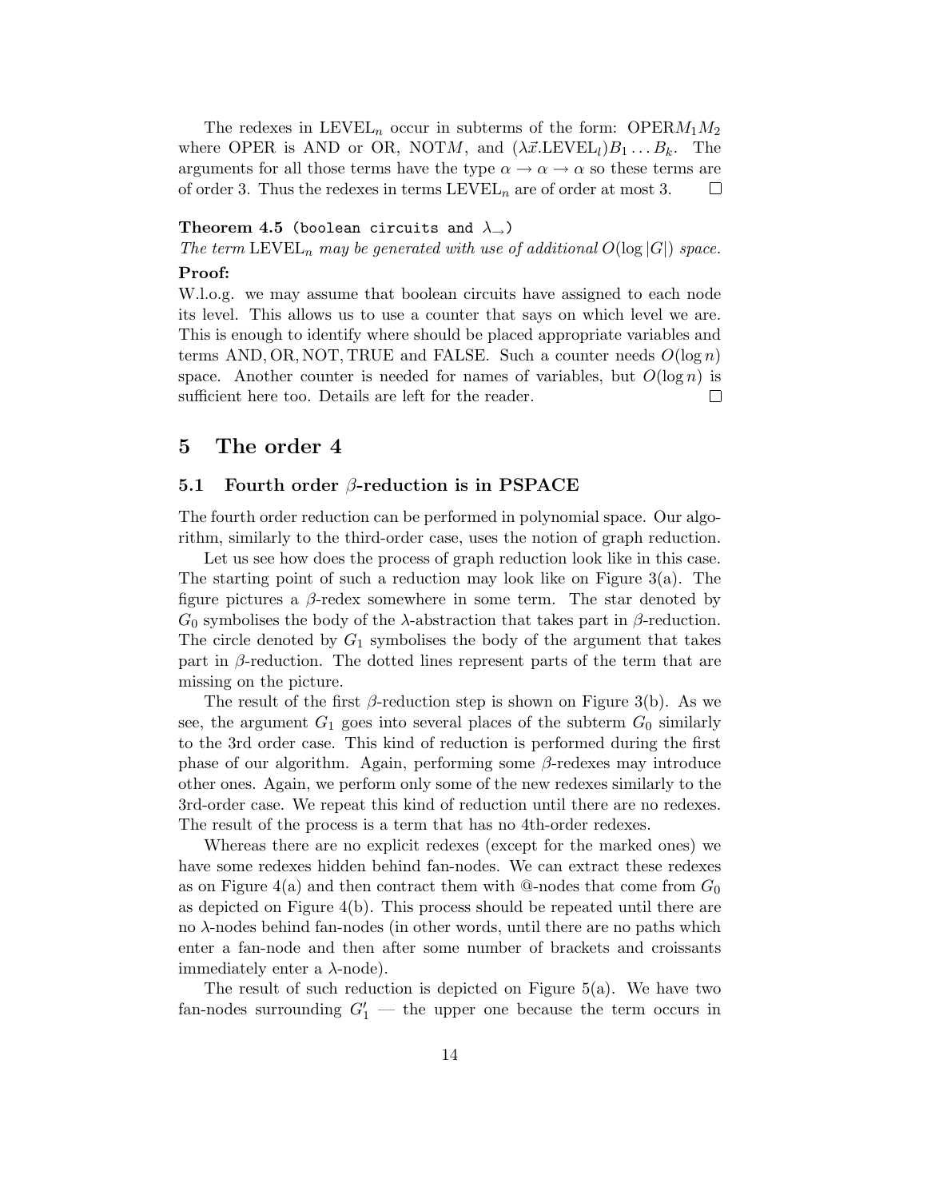The redexes in $\text{LEVEL}_n$ occur in subterms of the form: $\text{OPER}M_1M_2$ where OPER is AND or OR, $\text{NOT}M$, and $(\lambda\vec{x}.\text{LEVEL}_l)B_1 \ldots B_k$. The arguments for all those terms have the type $\alpha \to \alpha \to \alpha$ so these terms are of order 3. Thus the redexes in terms $\text{LEVEL}_n$ are of order at most 3. □

**Theorem 4.5** (boolean circuits and $\lambda_\to$)
*The term* $\text{LEVEL}_n$ *may be generated with use of additional* $O(\log |G|)$ *space.*

**Proof:**
W.l.o.g. we may assume that boolean circuits have assigned to each node its level. This allows us to use a counter that says on which level we are. This is enough to identify where should be placed appropriate variables and terms AND, OR, NOT, TRUE and FALSE. Such a counter needs $O(\log n)$ space. Another counter is needed for names of variables, but $O(\log n)$ is sufficient here too. Details are left for the reader. □

# 5 The order 4

## 5.1 Fourth order $\beta$-reduction is in PSPACE

The fourth order reduction can be performed in polynomial space. Our algorithm, similarly to the third-order case, uses the notion of graph reduction.

Let us see how does the process of graph reduction look like in this case. The starting point of such a reduction may look like on Figure 3(a). The figure pictures a $\beta$-redex somewhere in some term. The star denoted by $G_0$ symbolises the body of the $\lambda$-abstraction that takes part in $\beta$-reduction. The circle denoted by $G_1$ symbolises the body of the argument that takes part in $\beta$-reduction. The dotted lines represent parts of the term that are missing on the picture.

The result of the first $\beta$-reduction step is shown on Figure 3(b). As we see, the argument $G_1$ goes into several places of the subterm $G_0$ similarly to the 3rd order case. This kind of reduction is performed during the first phase of our algorithm. Again, performing some $\beta$-redexes may introduce other ones. Again, we perform only some of the new redexes similarly to the 3rd-order case. We repeat this kind of reduction until there are no redexes. The result of the process is a term that has no 4th-order redexes.

Whereas there are no explicit redexes (except for the marked ones) we have some redexes hidden behind fan-nodes. We can extract these redexes as on Figure 4(a) and then contract them with @-nodes that come from $G_0$ as depicted on Figure 4(b). This process should be repeated until there are no $\lambda$-nodes behind fan-nodes (in other words, until there are no paths which enter a fan-node and then after some number of brackets and croissants immediately enter a $\lambda$-node).

The result of such reduction is depicted on Figure 5(a). We have two fan-nodes surrounding $G_1'$ — the upper one because the term occurs in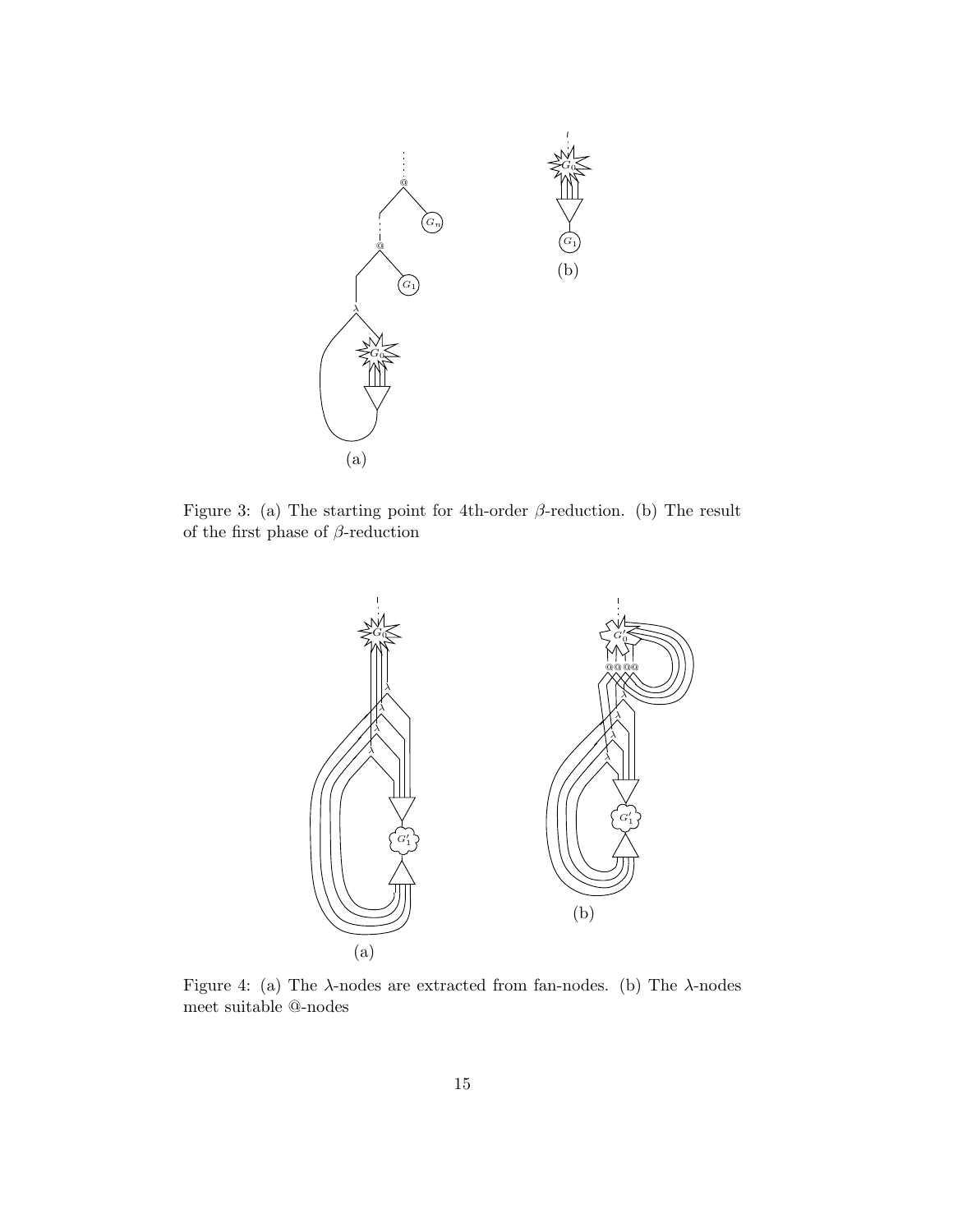Figure 3: (a) The starting point for 4th-order $\beta$-reduction. (b) The result of the first phase of $\beta$-reduction

Figure 4: (a) The $\lambda$-nodes are extracted from fan-nodes. (b) The $\lambda$-nodes meet suitable @-nodes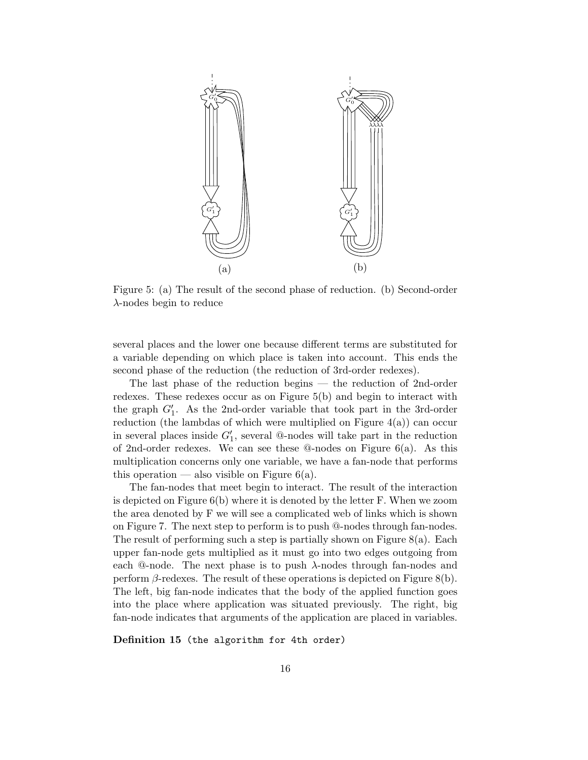Figure 5: (a) The result of the second phase of reduction. (b) Second-order $\lambda$-nodes begin to reduce

several places and the lower one because different terms are substituted for a variable depending on which place is taken into account. This ends the second phase of the reduction (the reduction of 3rd-order redexes).

The last phase of the reduction begins — the reduction of 2nd-order redexes. These redexes occur as on Figure 5(b) and begin to interact with the graph $G_1'$. As the 2nd-order variable that took part in the 3rd-order reduction (the lambdas of which were multiplied on Figure 4(a)) can occur in several places inside $G_1'$, several @-nodes will take part in the reduction of 2nd-order redexes. We can see these @-nodes on Figure 6(a). As this multiplication concerns only one variable, we have a fan-node that performs this operation — also visible on Figure 6(a).

The fan-nodes that meet begin to interact. The result of the interaction is depicted on Figure 6(b) where it is denoted by the letter F. When we zoom the area denoted by F we will see a complicated web of links which is shown on Figure 7. The next step to perform is to push @-nodes through fan-nodes. The result of performing such a step is partially shown on Figure 8(a). Each upper fan-node gets multiplied as it must go into two edges outgoing from each @-node. The next phase is to push $\lambda$-nodes through fan-nodes and perform $\beta$-redexes. The result of these operations is depicted on Figure 8(b). The left, big fan-node indicates that the body of the applied function goes into the place where application was situated previously. The right, big fan-node indicates that arguments of the application are placed in variables.

**Definition 15** (the algorithm for 4th order)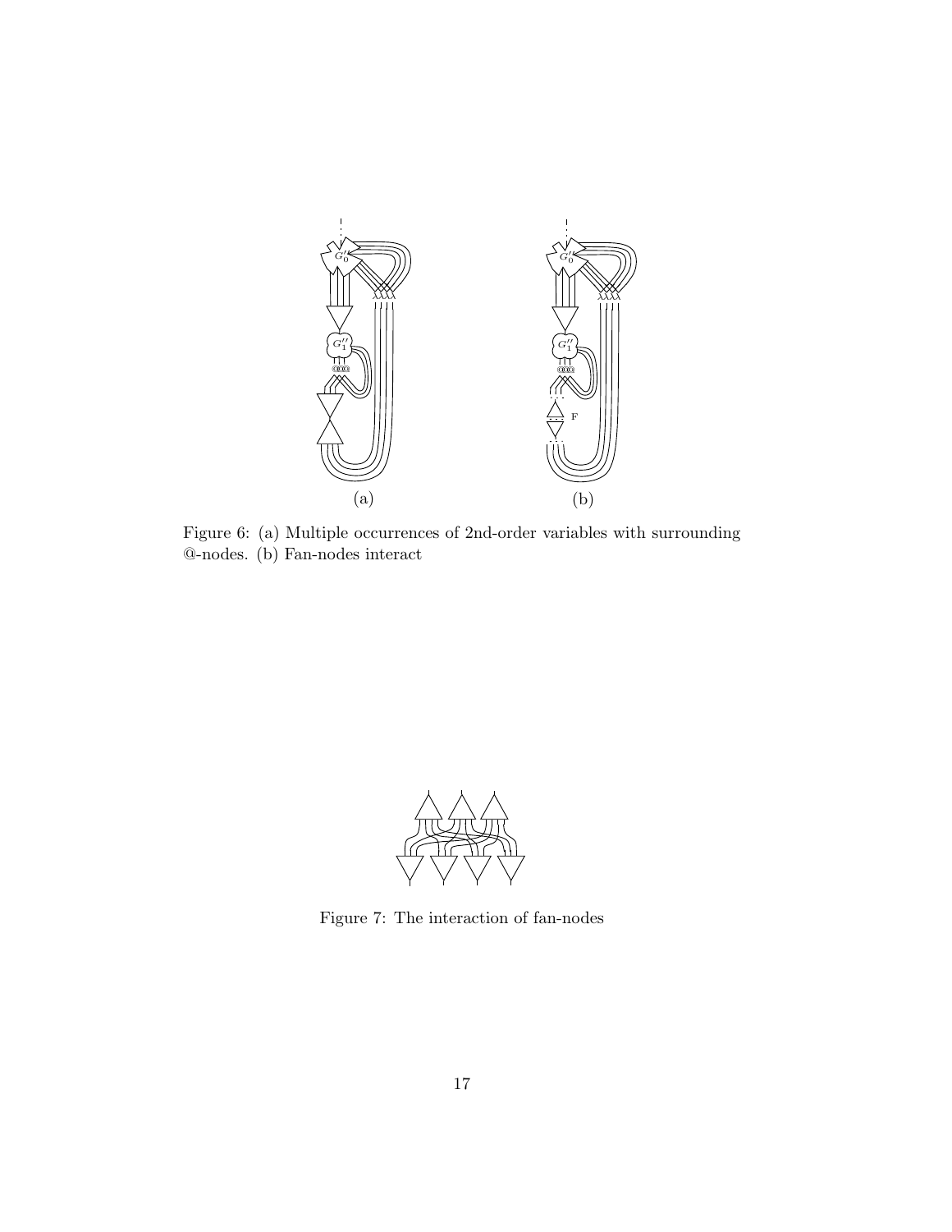Figure 6: (a) Multiple occurrences of 2nd-order variables with surrounding @-nodes. (b) Fan-nodes interact

Figure 7: The interaction of fan-nodes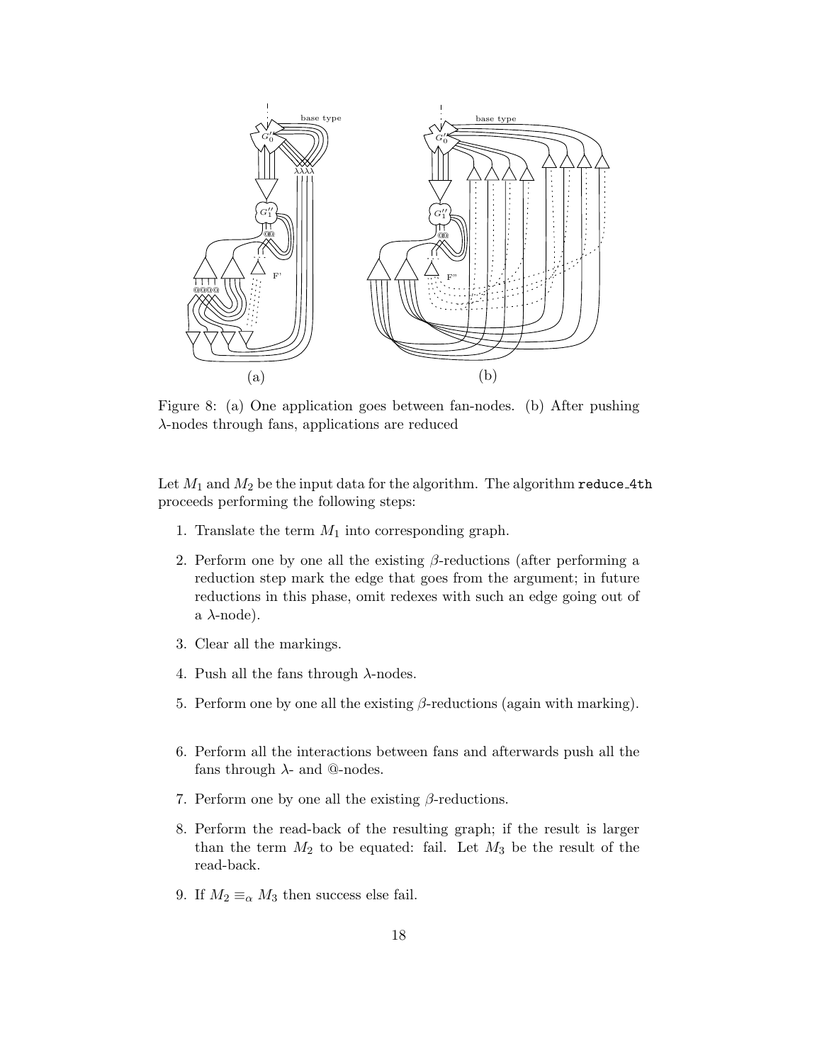Figure 8: (a) One application goes between fan-nodes. (b) After pushing $\lambda$-nodes through fans, applications are reduced

Let $M_1$ and $M_2$ be the input data for the algorithm. The algorithm `reduce_4th` proceeds performing the following steps:

1. Translate the term $M_1$ into corresponding graph.
2. Perform one by one all the existing $\beta$-reductions (after performing a reduction step mark the edge that goes from the argument; in future reductions in this phase, omit redexes with such an edge going out of a $\lambda$-node).
3. Clear all the markings.
4. Push all the fans through $\lambda$-nodes.
5. Perform one by one all the existing $\beta$-reductions (again with marking).
6. Perform all the interactions between fans and afterwards push all the fans through $\lambda$- and @-nodes.
7. Perform one by one all the existing $\beta$-reductions.
8. Perform the read-back of the resulting graph; if the result is larger than the term $M_2$ to be equated: fail. Let $M_3$ be the result of the read-back.
9. If $M_2 \equiv_\alpha M_3$ then success else fail.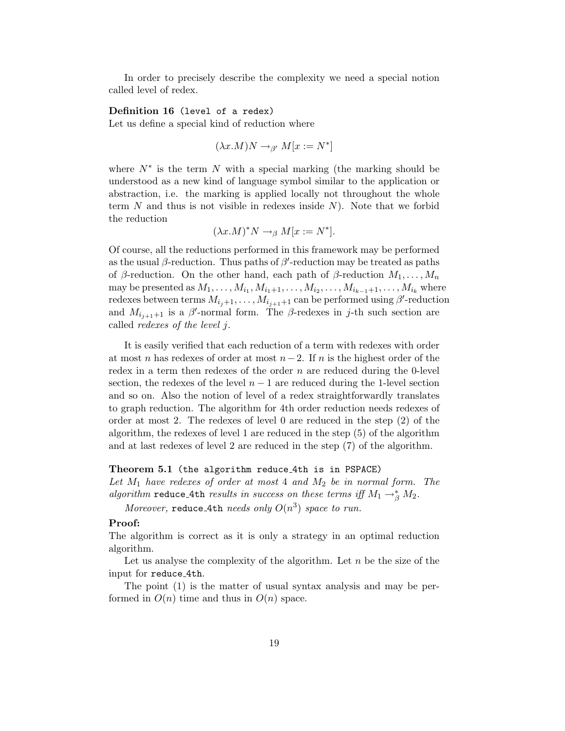In order to precisely describe the complexity we need a special notion called level of redex.

**Definition 16** (`level of a redex`)
Let us define a special kind of reduction where

$$(\lambda x.M)N \rightarrow_{\beta'} M[x := N^*]$$

where $N^*$ is the term $N$ with a special marking (the marking should be understood as a new kind of language symbol similar to the application or abstraction, i.e. the marking is applied locally not throughout the whole term $N$ and thus is not visible in redexes inside $N$). Note that we forbid the reduction

$$(\lambda x.M)^* N \rightarrow_{\beta} M[x := N^*].$$

Of course, all the reductions performed in this framework may be performed as the usual $\beta$-reduction. Thus paths of $\beta'$-reduction may be treated as paths of $\beta$-reduction. On the other hand, each path of $\beta$-reduction $M_1, \ldots, M_n$ may be presented as $M_1, \ldots, M_{i_1}, M_{i_1+1}, \ldots, M_{i_2}, \ldots, M_{i_{k-1}+1}, \ldots, M_{i_k}$ where redexes between terms $M_{i_j+1}, \ldots, M_{i_{j+1}+1}$ can be performed using $\beta'$-reduction and $M_{i_{j+1}+1}$ is a $\beta'$-normal form. The $\beta$-redexes in $j$-th such section are called *redexes of the level* $j$.

It is easily verified that each reduction of a term with redexes with order at most $n$ has redexes of order at most $n-2$. If $n$ is the highest order of the redex in a term then redexes of the order $n$ are reduced during the 0-level section, the redexes of the level $n-1$ are reduced during the 1-level section and so on. Also the notion of level of a redex straightforwardly translates to graph reduction. The algorithm for 4th order reduction needs redexes of order at most 2. The redexes of level 0 are reduced in the step (2) of the algorithm, the redexes of level 1 are reduced in the step (5) of the algorithm and at last redexes of level 2 are reduced in the step (7) of the algorithm.

**Theorem 5.1** (`the algorithm reduce_4th is in PSPACE`)
*Let $M_1$ have redexes of order at most 4 and $M_2$ be in normal form. The algorithm* `reduce_4th` *results in success on these terms iff $M_1 \rightarrow^*_\beta M_2$.*

*Moreover,* `reduce_4th` *needs only $O(n^3)$ space to run.*

**Proof:**
The algorithm is correct as it is only a strategy in an optimal reduction algorithm.

Let us analyse the complexity of the algorithm. Let $n$ be the size of the input for `reduce_4th`.

The point (1) is the matter of usual syntax analysis and may be performed in $O(n)$ time and thus in $O(n)$ space.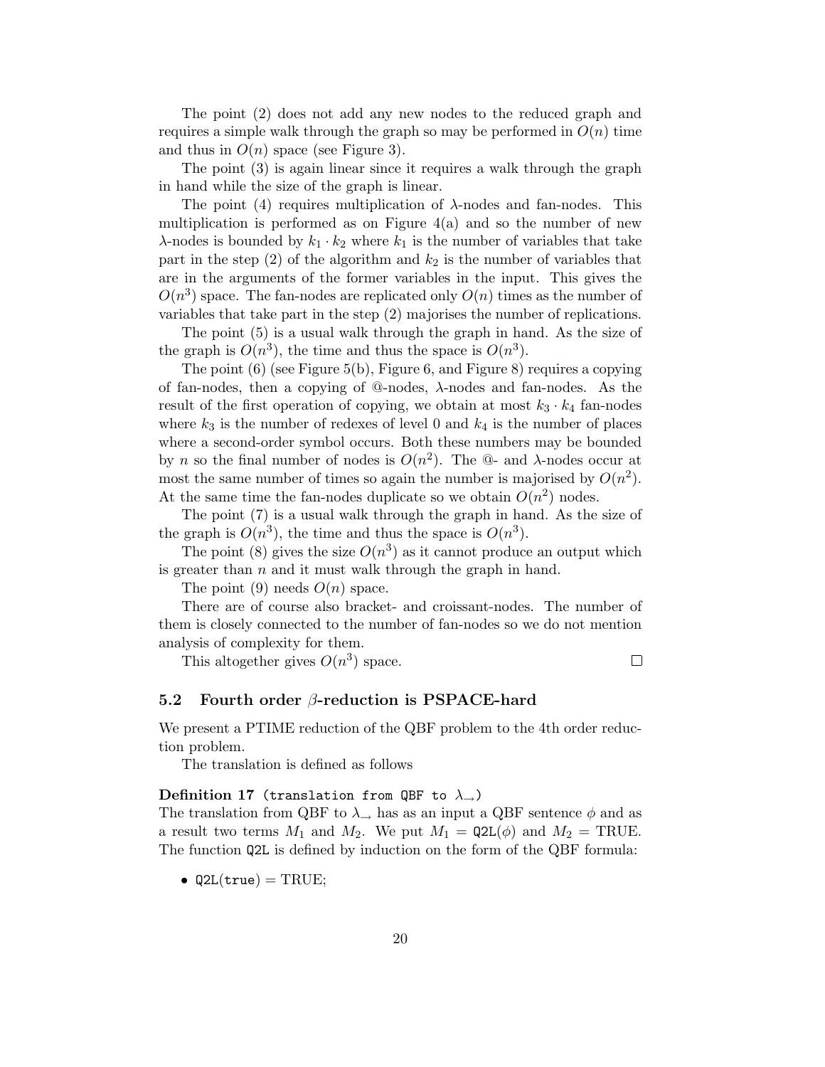The point (2) does not add any new nodes to the reduced graph and requires a simple walk through the graph so may be performed in $O(n)$ time and thus in $O(n)$ space (see Figure 3).

The point (3) is again linear since it requires a walk through the graph in hand while the size of the graph is linear.

The point (4) requires multiplication of $\lambda$-nodes and fan-nodes. This multiplication is performed as on Figure 4(a) and so the number of new $\lambda$-nodes is bounded by $k_1 \cdot k_2$ where $k_1$ is the number of variables that take part in the step (2) of the algorithm and $k_2$ is the number of variables that are in the arguments of the former variables in the input. This gives the $O(n^3)$ space. The fan-nodes are replicated only $O(n)$ times as the number of variables that take part in the step (2) majorises the number of replications.

The point (5) is a usual walk through the graph in hand. As the size of the graph is $O(n^3)$, the time and thus the space is $O(n^3)$.

The point (6) (see Figure 5(b), Figure 6, and Figure 8) requires a copying of fan-nodes, then a copying of @-nodes, $\lambda$-nodes and fan-nodes. As the result of the first operation of copying, we obtain at most $k_3 \cdot k_4$ fan-nodes where $k_3$ is the number of redexes of level 0 and $k_4$ is the number of places where a second-order symbol occurs. Both these numbers may be bounded by $n$ so the final number of nodes is $O(n^2)$. The @- and $\lambda$-nodes occur at most the same number of times so again the number is majorised by $O(n^2)$. At the same time the fan-nodes duplicate so we obtain $O(n^2)$ nodes.

The point (7) is a usual walk through the graph in hand. As the size of the graph is $O(n^3)$, the time and thus the space is $O(n^3)$.

The point (8) gives the size $O(n^3)$ as it cannot produce an output which is greater than $n$ and it must walk through the graph in hand.

The point (9) needs $O(n)$ space.

There are of course also bracket- and croissant-nodes. The number of them is closely connected to the number of fan-nodes so we do not mention analysis of complexity for them.

This altogether gives $O(n^3)$ space. □

## 5.2 Fourth order $\beta$-reduction is PSPACE-hard

We present a PTIME reduction of the QBF problem to the 4th order reduction problem.

The translation is defined as follows

**Definition 17** (`translation from QBF to` $\lambda_\rightarrow$)
The translation from QBF to $\lambda_\rightarrow$ has as an input a QBF sentence $\phi$ and as a result two terms $M_1$ and $M_2$. We put $M_1 = \texttt{Q2L}(\phi)$ and $M_2 = \text{TRUE}$. The function `Q2L` is defined by induction on the form of the QBF formula:

- $\texttt{Q2L}(\texttt{true}) = \text{TRUE}$;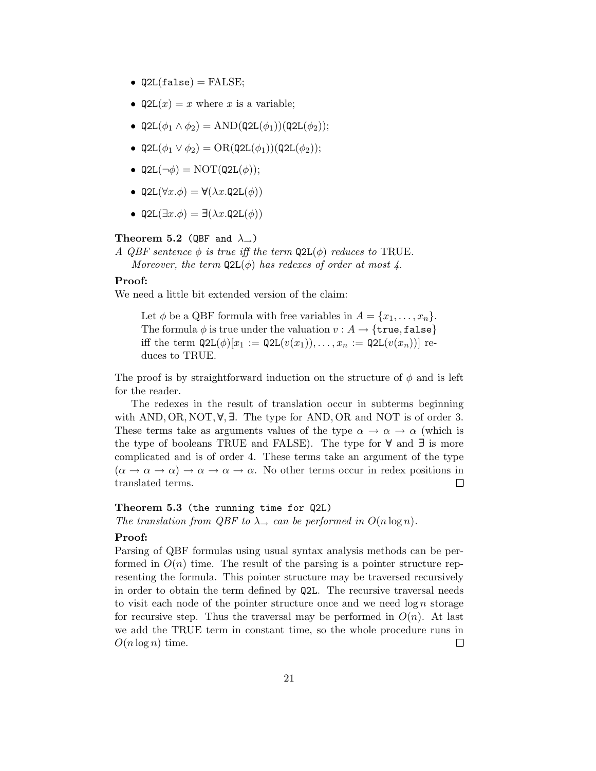- $\texttt{Q2L}(\texttt{false}) = \text{FALSE}$;
- $\texttt{Q2L}(x) = x$ where $x$ is a variable;
- $\texttt{Q2L}(\phi_1 \wedge \phi_2) = \text{AND}(\texttt{Q2L}(\phi_1))(\texttt{Q2L}(\phi_2))$;
- $\texttt{Q2L}(\phi_1 \vee \phi_2) = \text{OR}(\texttt{Q2L}(\phi_1))(\texttt{Q2L}(\phi_2))$;
- $\texttt{Q2L}(\neg\phi) = \text{NOT}(\texttt{Q2L}(\phi))$;
- $\texttt{Q2L}(\forall x.\phi) = \mathbb{\forall}(\lambda x.\texttt{Q2L}(\phi))$
- $\texttt{Q2L}(\exists x.\phi) = \mathbb{\exists}(\lambda x.\texttt{Q2L}(\phi))$

**Theorem 5.2** (QBF and $\lambda_{\rightarrow}$)
*A QBF sentence $\phi$ is true iff the term $\texttt{Q2L}(\phi)$ reduces to* TRUE.
*Moreover, the term $\texttt{Q2L}(\phi)$ has redexes of order at most 4.*

**Proof:**
We need a little bit extended version of the claim:

> Let $\phi$ be a QBF formula with free variables in $A = \{x_1, \ldots, x_n\}$. The formula $\phi$ is true under the valuation $v : A \rightarrow \{\texttt{true}, \texttt{false}\}$ iff the term $\texttt{Q2L}(\phi)[x_1 := \texttt{Q2L}(v(x_1)), \ldots, x_n := \texttt{Q2L}(v(x_n))]$ reduces to TRUE.

The proof is by straightforward induction on the structure of $\phi$ and is left for the reader.

The redexes in the result of translation occur in subterms beginning with AND, OR, NOT, $\mathbb{\forall}$, $\mathbb{\exists}$. The type for AND, OR and NOT is of order 3. These terms take as arguments values of the type $\alpha \rightarrow \alpha \rightarrow \alpha$ (which is the type of booleans TRUE and FALSE). The type for $\mathbb{\forall}$ and $\mathbb{\exists}$ is more complicated and is of order 4. These terms take an argument of the type $(\alpha \rightarrow \alpha \rightarrow \alpha) \rightarrow \alpha \rightarrow \alpha \rightarrow \alpha$. No other terms occur in redex positions in translated terms. □

**Theorem 5.3** (the running time for Q2L)
*The translation from QBF to $\lambda_{\rightarrow}$ can be performed in $O(n \log n)$.*

**Proof:**
Parsing of QBF formulas using usual syntax analysis methods can be performed in $O(n)$ time. The result of the parsing is a pointer structure representing the formula. This pointer structure may be traversed recursively in order to obtain the term defined by Q2L. The recursive traversal needs to visit each node of the pointer structure once and we need $\log n$ storage for recursive step. Thus the traversal may be performed in $O(n)$. At last we add the TRUE term in constant time, so the whole procedure runs in $O(n \log n)$ time. □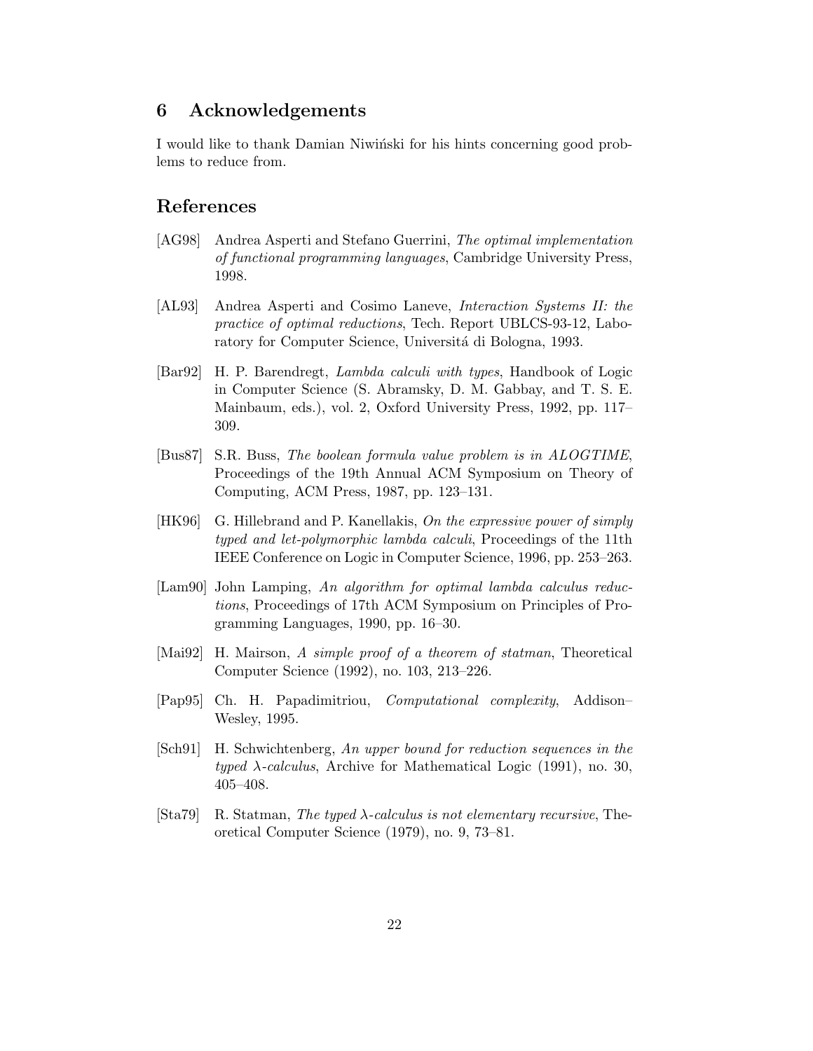## 6 Acknowledgements

I would like to thank Damian Niwiński for his hints concerning good problems to reduce from.

## References

[AG98] Andrea Asperti and Stefano Guerrini, *The optimal implementation of functional programming languages*, Cambridge University Press, 1998.

[AL93] Andrea Asperti and Cosimo Laneve, *Interaction Systems II: the practice of optimal reductions*, Tech. Report UBLCS-93-12, Laboratory for Computer Science, Universitá di Bologna, 1993.

[Bar92] H. P. Barendregt, *Lambda calculi with types*, Handbook of Logic in Computer Science (S. Abramsky, D. M. Gabbay, and T. S. E. Mainbaum, eds.), vol. 2, Oxford University Press, 1992, pp. 117–309.

[Bus87] S.R. Buss, *The boolean formula value problem is in ALOGTIME*, Proceedings of the 19th Annual ACM Symposium on Theory of Computing, ACM Press, 1987, pp. 123–131.

[HK96] G. Hillebrand and P. Kanellakis, *On the expressive power of simply typed and let-polymorphic lambda calculi*, Proceedings of the 11th IEEE Conference on Logic in Computer Science, 1996, pp. 253–263.

[Lam90] John Lamping, *An algorithm for optimal lambda calculus reductions*, Proceedings of 17th ACM Symposium on Principles of Programming Languages, 1990, pp. 16–30.

[Mai92] H. Mairson, *A simple proof of a theorem of statman*, Theoretical Computer Science (1992), no. 103, 213–226.

[Pap95] Ch. H. Papadimitriou, *Computational complexity*, Addison–Wesley, 1995.

[Sch91] H. Schwichtenberg, *An upper bound for reduction sequences in the typed $\lambda$-calculus*, Archive for Mathematical Logic (1991), no. 30, 405–408.

[Sta79] R. Statman, *The typed $\lambda$-calculus is not elementary recursive*, Theoretical Computer Science (1979), no. 9, 73–81.